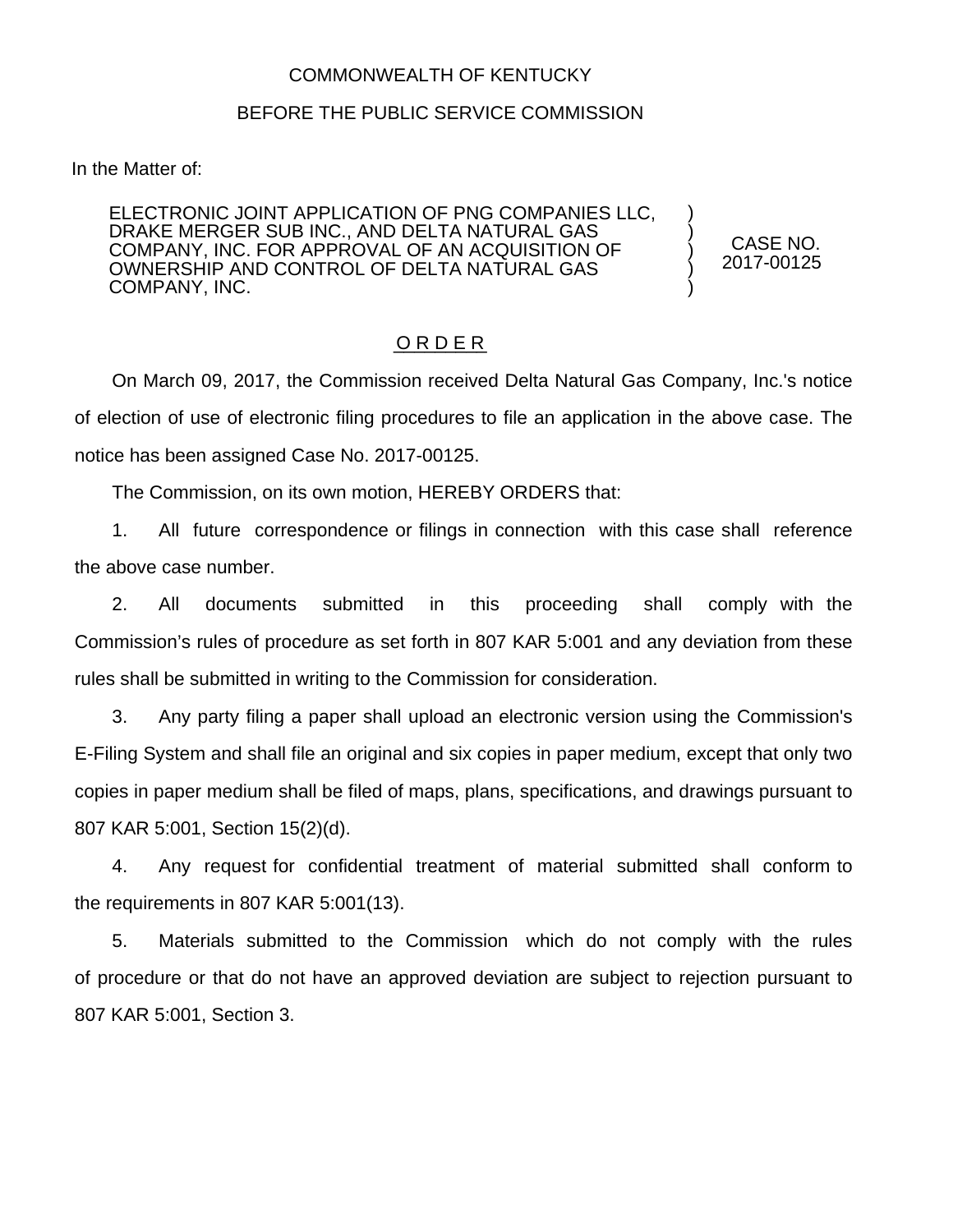COMMONWEALTH OF KENTUCKY

BEFORE THE PUBLIC SERVICE COMMISSION

In the Matter of:

| | | |
|---|---|---|
| ELECTRONIC JOINT APPLICATION OF PNG COMPANIES LLC, DRAKE MERGER SUB INC., AND DELTA NATURAL GAS COMPANY, INC. FOR APPROVAL OF AN ACQUISITION OF OWNERSHIP AND CONTROL OF DELTA NATURAL GAS COMPANY, INC. | ) ) ) ) ) | CASE NO. 2017-00125 |

## O R D E R

On March 09, 2017, the Commission received Delta Natural Gas Company, Inc.'s notice of election of use of electronic filing procedures to file an application in the above case. The notice has been assigned Case No. 2017-00125.

The Commission, on its own motion, HEREBY ORDERS that:

1. All future correspondence or filings in connection with this case shall reference the above case number.

2. All documents submitted in this proceeding shall comply with the Commission's rules of procedure as set forth in 807 KAR 5:001 and any deviation from these rules shall be submitted in writing to the Commission for consideration.

3. Any party filing a paper shall upload an electronic version using the Commission's E-Filing System and shall file an original and six copies in paper medium, except that only two copies in paper medium shall be filed of maps, plans, specifications, and drawings pursuant to 807 KAR 5:001, Section 15(2)(d).

4. Any request for confidential treatment of material submitted shall conform to the requirements in 807 KAR 5:001(13).

5. Materials submitted to the Commission which do not comply with the rules of procedure or that do not have an approved deviation are subject to rejection pursuant to 807 KAR 5:001, Section 3.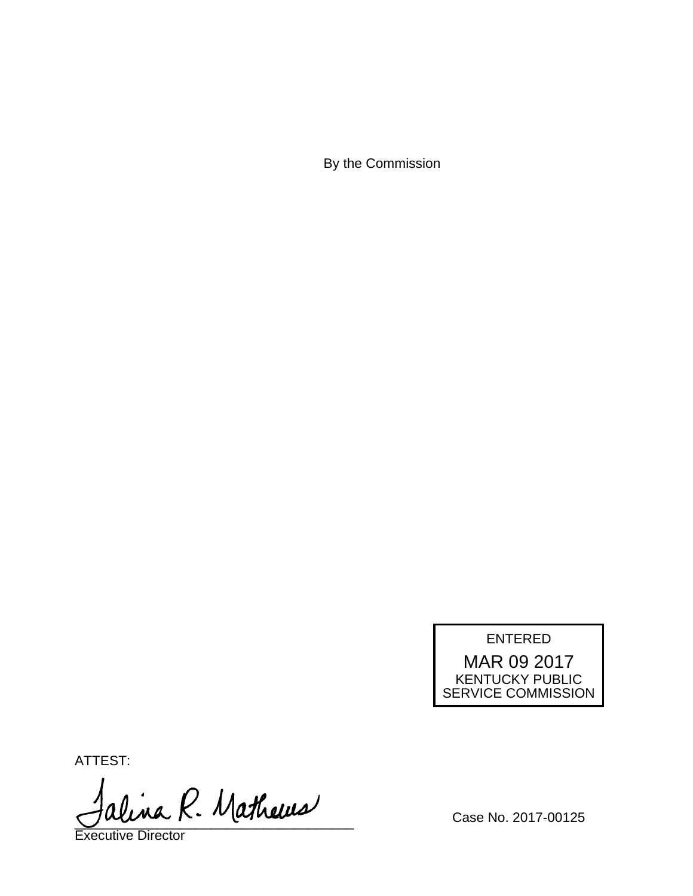By the Commission

ENTERED
MAR 09 2017
KENTUCKY PUBLIC
SERVICE COMMISSION

ATTEST:

Talina R. Mathews

Executive Director

Case No. 2017-00125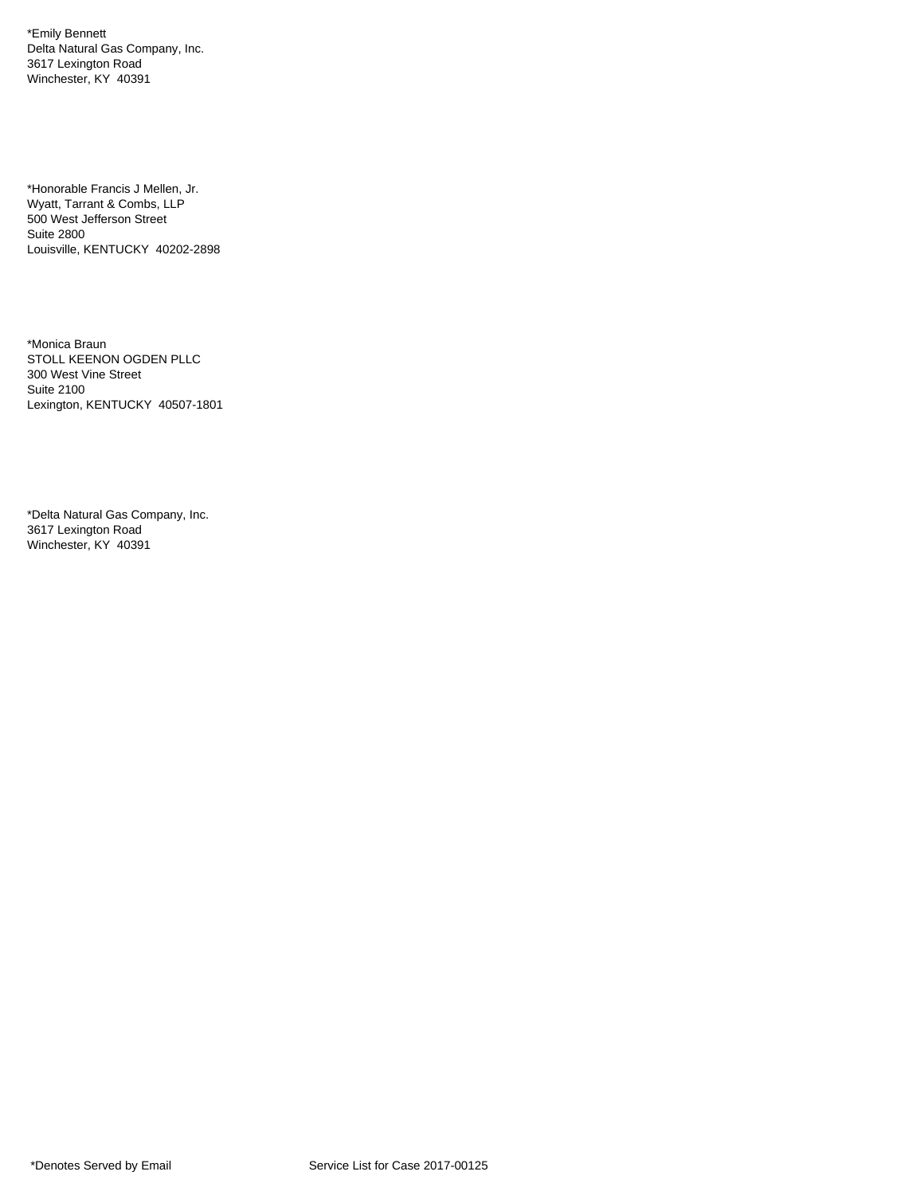*Emily Bennett
Delta Natural Gas Company, Inc.
3617 Lexington Road
Winchester, KY  40391

*Honorable Francis J Mellen, Jr.
Wyatt, Tarrant & Combs, LLP
500 West Jefferson Street
Suite 2800
Louisville, KENTUCKY  40202-2898

*Monica Braun
STOLL KEENON OGDEN PLLC
300 West Vine Street
Suite 2100
Lexington, KENTUCKY  40507-1801

*Delta Natural Gas Company, Inc.
3617 Lexington Road
Winchester, KY  40391

*Denotes Served by Email

Service List for Case 2017-00125